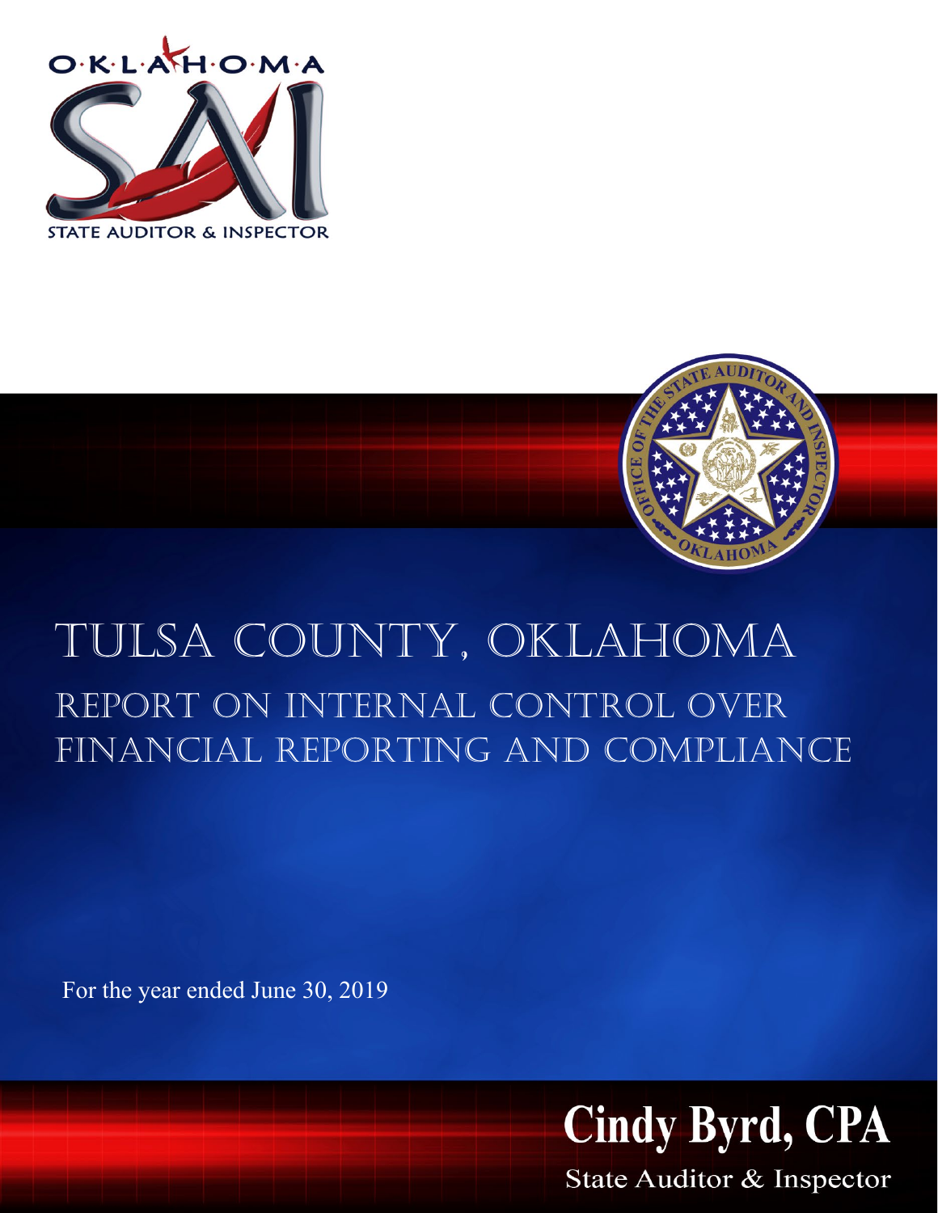OKLAHOMA

STATE AUDITOR & INSPECTOR

# TULSA COUNTY, OKLAHOMA

## REPORT ON INTERNAL CONTROL OVER FINANCIAL REPORTING AND COMPLIANCE

For the year ended June 30, 2019

**Cindy Byrd, CPA**

State Auditor & Inspector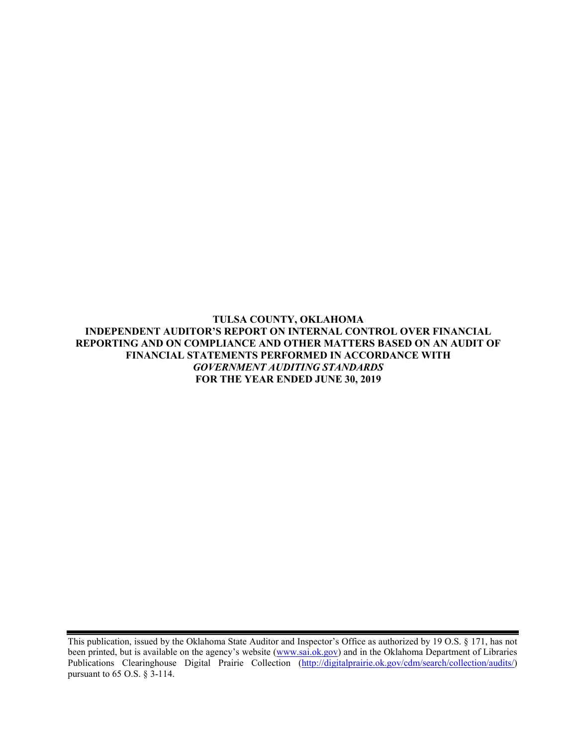**TULSA COUNTY, OKLAHOMA**
**INDEPENDENT AUDITOR'S REPORT ON INTERNAL CONTROL OVER FINANCIAL REPORTING AND ON COMPLIANCE AND OTHER MATTERS BASED ON AN AUDIT OF FINANCIAL STATEMENTS PERFORMED IN ACCORDANCE WITH *GOVERNMENT AUDITING STANDARDS***
**FOR THE YEAR ENDED JUNE 30, 2019**

---

This publication, issued by the Oklahoma State Auditor and Inspector's Office as authorized by 19 O.S. § 171, has not been printed, but is available on the agency's website (www.sai.ok.gov) and in the Oklahoma Department of Libraries Publications Clearinghouse Digital Prairie Collection (http://digitalprairie.ok.gov/cdm/search/collection/audits/) pursuant to 65 O.S. § 3-114.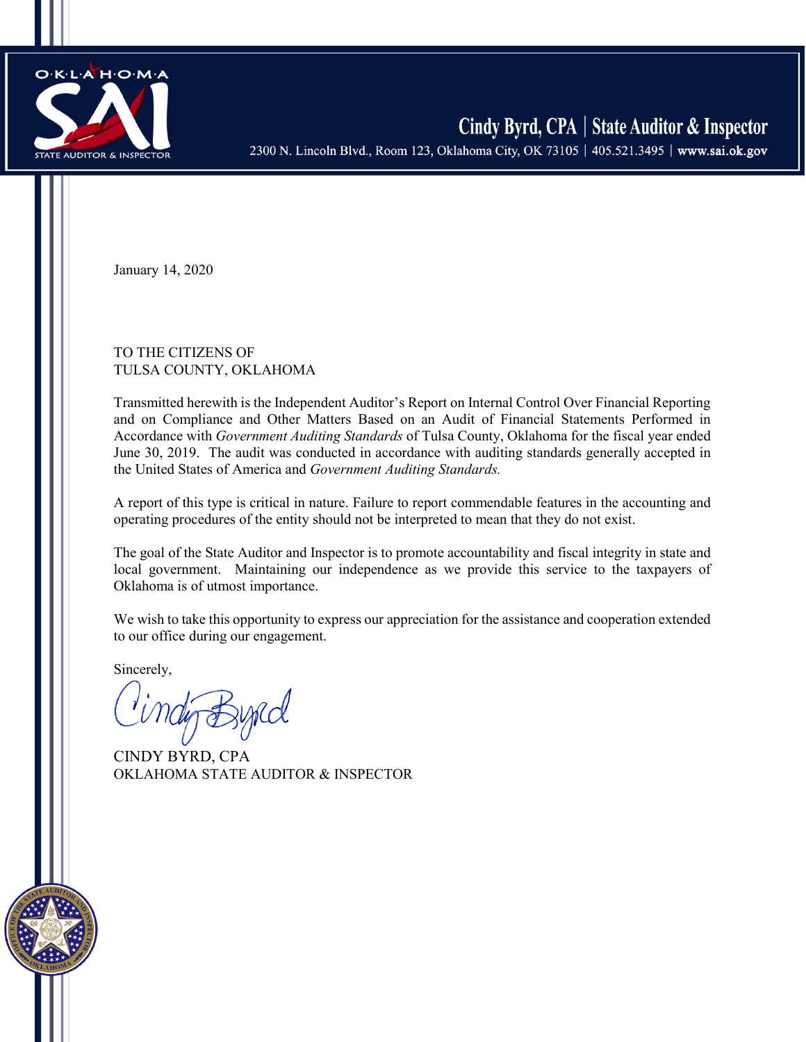Cindy Byrd, CPA | State Auditor & Inspector

2300 N. Lincoln Blvd., Room 123, Oklahoma City, OK 73105 | 405.521.3495 | www.sai.ok.gov

January 14, 2020

TO THE CITIZENS OF
TULSA COUNTY, OKLAHOMA

Transmitted herewith is the Independent Auditor's Report on Internal Control Over Financial Reporting and on Compliance and Other Matters Based on an Audit of Financial Statements Performed in Accordance with *Government Auditing Standards* of Tulsa County, Oklahoma for the fiscal year ended June 30, 2019. The audit was conducted in accordance with auditing standards generally accepted in the United States of America and *Government Auditing Standards.*

A report of this type is critical in nature. Failure to report commendable features in the accounting and operating procedures of the entity should not be interpreted to mean that they do not exist.

The goal of the State Auditor and Inspector is to promote accountability and fiscal integrity in state and local government. Maintaining our independence as we provide this service to the taxpayers of Oklahoma is of utmost importance.

We wish to take this opportunity to express our appreciation for the assistance and cooperation extended to our office during our engagement.

Sincerely,

CINDY BYRD, CPA
OKLAHOMA STATE AUDITOR & INSPECTOR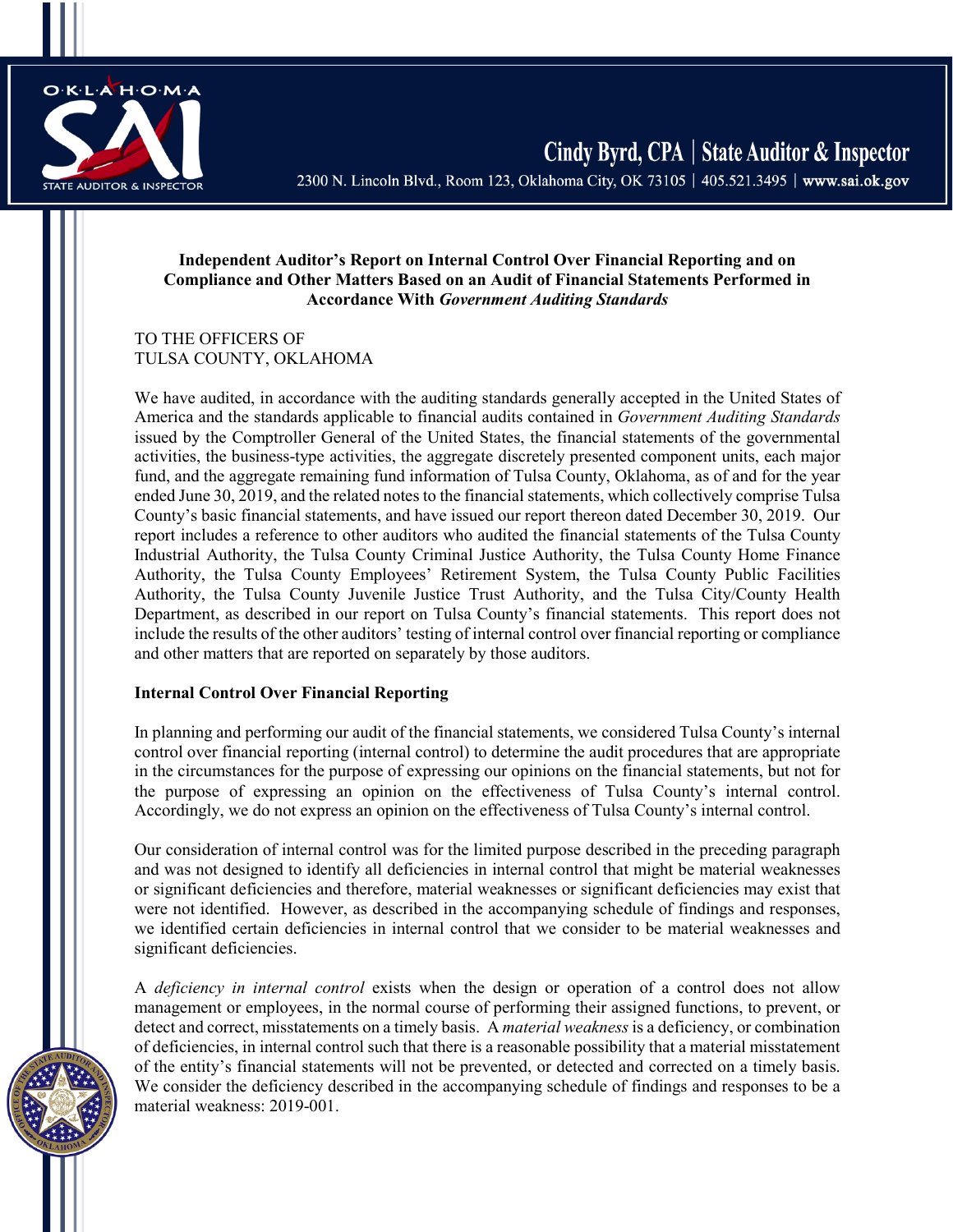**Independent Auditor's Report on Internal Control Over Financial Reporting and on Compliance and Other Matters Based on an Audit of Financial Statements Performed in Accordance With *Government Auditing Standards***

TO THE OFFICERS OF
TULSA COUNTY, OKLAHOMA

We have audited, in accordance with the auditing standards generally accepted in the United States of America and the standards applicable to financial audits contained in *Government Auditing Standards* issued by the Comptroller General of the United States, the financial statements of the governmental activities, the business-type activities, the aggregate discretely presented component units, each major fund, and the aggregate remaining fund information of Tulsa County, Oklahoma, as of and for the year ended June 30, 2019, and the related notes to the financial statements, which collectively comprise Tulsa County's basic financial statements, and have issued our report thereon dated December 30, 2019. Our report includes a reference to other auditors who audited the financial statements of the Tulsa County Industrial Authority, the Tulsa County Criminal Justice Authority, the Tulsa County Home Finance Authority, the Tulsa County Employees' Retirement System, the Tulsa County Public Facilities Authority, the Tulsa County Juvenile Justice Trust Authority, and the Tulsa City/County Health Department, as described in our report on Tulsa County's financial statements. This report does not include the results of the other auditors' testing of internal control over financial reporting or compliance and other matters that are reported on separately by those auditors.

**Internal Control Over Financial Reporting**

In planning and performing our audit of the financial statements, we considered Tulsa County's internal control over financial reporting (internal control) to determine the audit procedures that are appropriate in the circumstances for the purpose of expressing our opinions on the financial statements, but not for the purpose of expressing an opinion on the effectiveness of Tulsa County's internal control. Accordingly, we do not express an opinion on the effectiveness of Tulsa County's internal control.

Our consideration of internal control was for the limited purpose described in the preceding paragraph and was not designed to identify all deficiencies in internal control that might be material weaknesses or significant deficiencies and therefore, material weaknesses or significant deficiencies may exist that were not identified. However, as described in the accompanying schedule of findings and responses, we identified certain deficiencies in internal control that we consider to be material weaknesses and significant deficiencies.

A *deficiency in internal control* exists when the design or operation of a control does not allow management or employees, in the normal course of performing their assigned functions, to prevent, or detect and correct, misstatements on a timely basis. A *material weakness* is a deficiency, or combination of deficiencies, in internal control such that there is a reasonable possibility that a material misstatement of the entity's financial statements will not be prevented, or detected and corrected on a timely basis. We consider the deficiency described in the accompanying schedule of findings and responses to be a material weakness: 2019-001.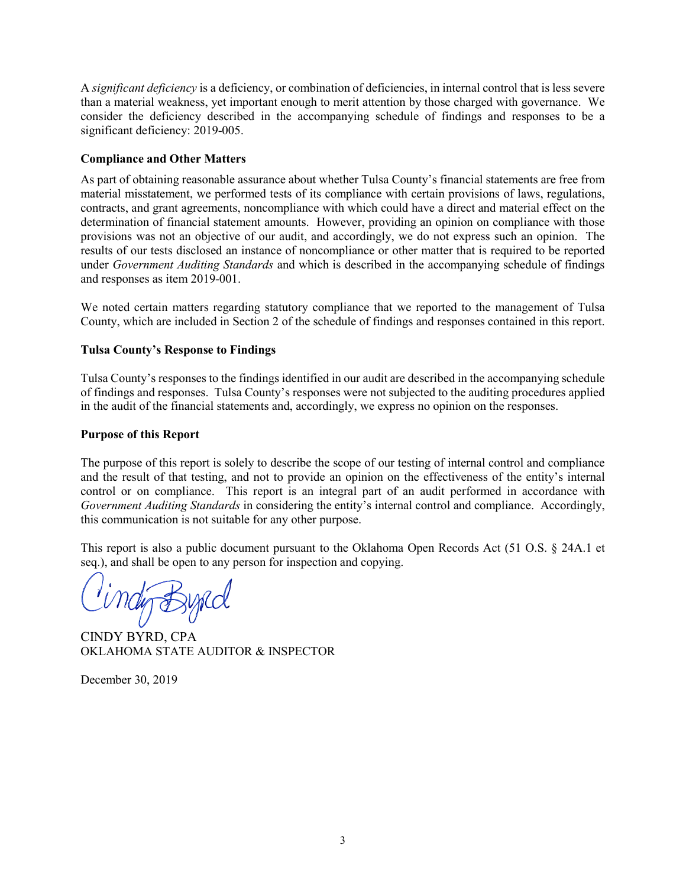A *significant deficiency* is a deficiency, or combination of deficiencies, in internal control that is less severe than a material weakness, yet important enough to merit attention by those charged with governance. We consider the deficiency described in the accompanying schedule of findings and responses to be a significant deficiency: 2019-005.

**Compliance and Other Matters**

As part of obtaining reasonable assurance about whether Tulsa County's financial statements are free from material misstatement, we performed tests of its compliance with certain provisions of laws, regulations, contracts, and grant agreements, noncompliance with which could have a direct and material effect on the determination of financial statement amounts. However, providing an opinion on compliance with those provisions was not an objective of our audit, and accordingly, we do not express such an opinion. The results of our tests disclosed an instance of noncompliance or other matter that is required to be reported under *Government Auditing Standards* and which is described in the accompanying schedule of findings and responses as item 2019-001.

We noted certain matters regarding statutory compliance that we reported to the management of Tulsa County, which are included in Section 2 of the schedule of findings and responses contained in this report.

**Tulsa County's Response to Findings**

Tulsa County's responses to the findings identified in our audit are described in the accompanying schedule of findings and responses. Tulsa County's responses were not subjected to the auditing procedures applied in the audit of the financial statements and, accordingly, we express no opinion on the responses.

**Purpose of this Report**

The purpose of this report is solely to describe the scope of our testing of internal control and compliance and the result of that testing, and not to provide an opinion on the effectiveness of the entity's internal control or on compliance. This report is an integral part of an audit performed in accordance with *Government Auditing Standards* in considering the entity's internal control and compliance. Accordingly, this communication is not suitable for any other purpose.

This report is also a public document pursuant to the Oklahoma Open Records Act (51 O.S. § 24A.1 et seq.), and shall be open to any person for inspection and copying.

Cindy Byrd

CINDY BYRD, CPA
OKLAHOMA STATE AUDITOR & INSPECTOR

December 30, 2019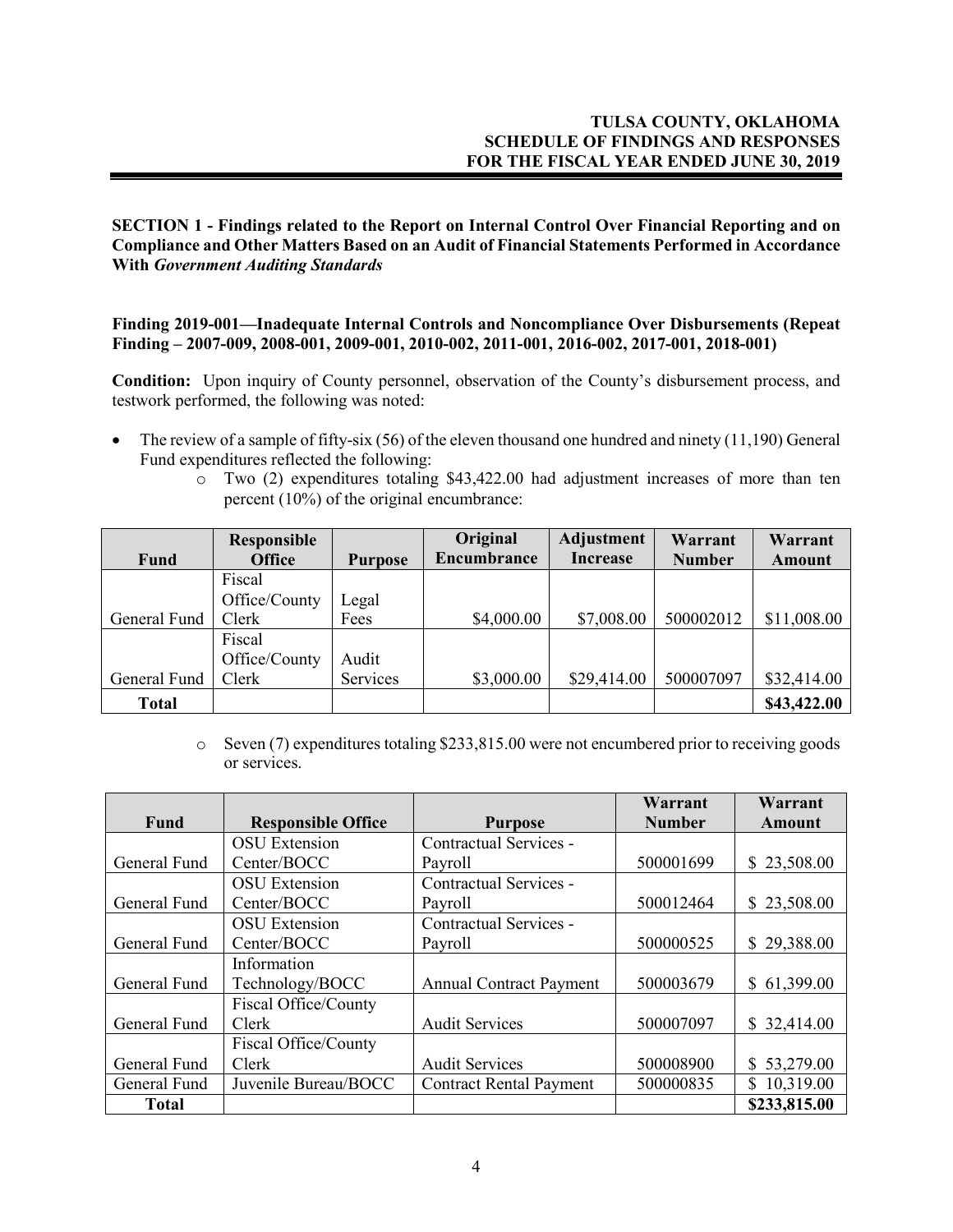**SECTION 1 - Findings related to the Report on Internal Control Over Financial Reporting and on Compliance and Other Matters Based on an Audit of Financial Statements Performed in Accordance With *Government Auditing Standards***

**Finding 2019-001—Inadequate Internal Controls and Noncompliance Over Disbursements (Repeat Finding – 2007-009, 2008-001, 2009-001, 2010-002, 2011-001, 2016-002, 2017-001, 2018-001)**

**Condition:** Upon inquiry of County personnel, observation of the County's disbursement process, and testwork performed, the following was noted:

- The review of a sample of fifty-six (56) of the eleven thousand one hundred and ninety (11,190) General Fund expenditures reflected the following:
  - Two (2) expenditures totaling $43,422.00 had adjustment increases of more than ten percent (10%) of the original encumbrance:

| Fund | Responsible Office | Purpose | Original Encumbrance | Adjustment Increase | Warrant Number | Warrant Amount |
|---|---|---|---|---|---|---|
| General Fund | Fiscal Office/County Clerk | Legal Fees | $4,000.00 | $7,008.00 | 500002012 | $11,008.00 |
| General Fund | Fiscal Office/County Clerk | Audit Services | $3,000.00 | $29,414.00 | 500007097 | $32,414.00 |
| **Total** | | | | | | **$43,422.00** |

  - Seven (7) expenditures totaling $233,815.00 were not encumbered prior to receiving goods or services.

| Fund | Responsible Office | Purpose | Warrant Number | Warrant Amount |
|---|---|---|---|---|
| General Fund | OSU Extension Center/BOCC | Contractual Services - Payroll | 500001699 | $ 23,508.00 |
| General Fund | OSU Extension Center/BOCC | Contractual Services - Payroll | 500012464 | $ 23,508.00 |
| General Fund | OSU Extension Center/BOCC | Contractual Services - Payroll | 500000525 | $ 29,388.00 |
| General Fund | Information Technology/BOCC | Annual Contract Payment | 500003679 | $ 61,399.00 |
| General Fund | Fiscal Office/County Clerk | Audit Services | 500007097 | $ 32,414.00 |
| General Fund | Fiscal Office/County Clerk | Audit Services | 500008900 | $ 53,279.00 |
| General Fund | Juvenile Bureau/BOCC | Contract Rental Payment | 500000835 | $ 10,319.00 |
| **Total** | | | | **$233,815.00** |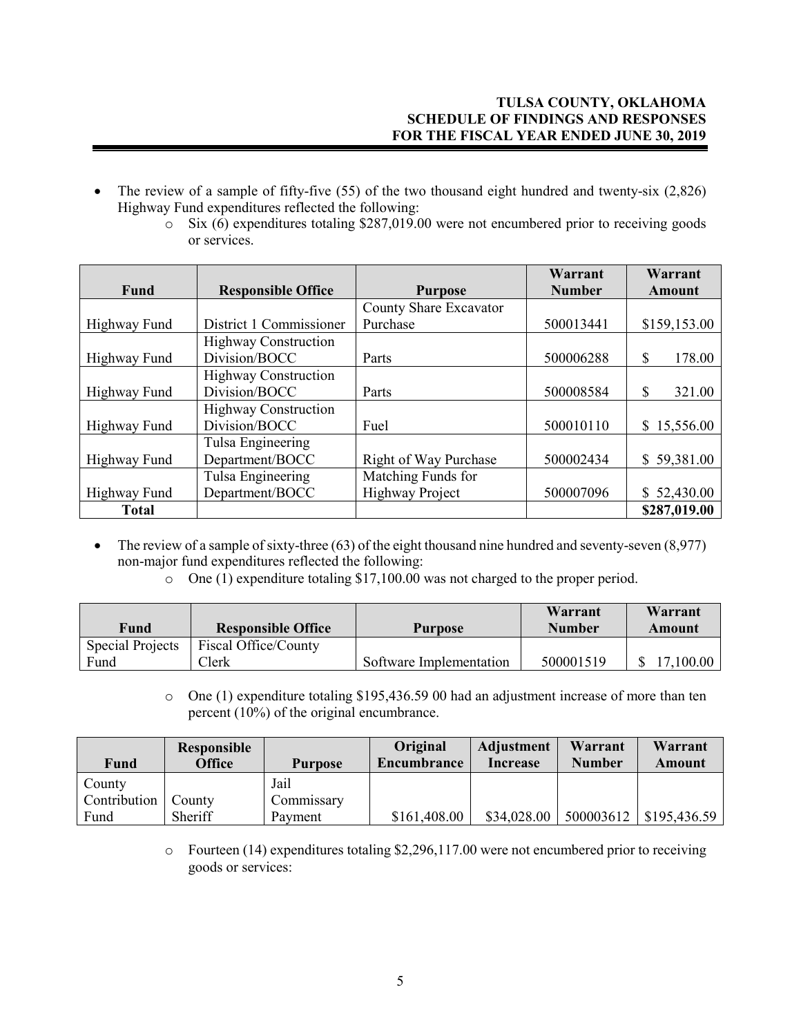- The review of a sample of fifty-five (55) of the two thousand eight hundred and twenty-six (2,826) Highway Fund expenditures reflected the following:
  - Six (6) expenditures totaling $287,019.00 were not encumbered prior to receiving goods or services.

| Fund | Responsible Office | Purpose | Warrant Number | Warrant Amount |
|---|---|---|---|---|
| Highway Fund | District 1 Commissioner | County Share Excavator Purchase | 500013441 | $159,153.00 |
| Highway Fund | Highway Construction Division/BOCC | Parts | 500006288 | $ 178.00 |
| Highway Fund | Highway Construction Division/BOCC | Parts | 500008584 | $ 321.00 |
| Highway Fund | Highway Construction Division/BOCC | Fuel | 500010110 | $ 15,556.00 |
| Highway Fund | Tulsa Engineering Department/BOCC | Right of Way Purchase | 500002434 | $ 59,381.00 |
| Highway Fund | Tulsa Engineering Department/BOCC | Matching Funds for Highway Project | 500007096 | $ 52,430.00 |
| **Total** | | | | **$287,019.00** |

- The review of a sample of sixty-three (63) of the eight thousand nine hundred and seventy-seven (8,977) non-major fund expenditures reflected the following:
  - One (1) expenditure totaling $17,100.00 was not charged to the proper period.

| Fund | Responsible Office | Purpose | Warrant Number | Warrant Amount |
|---|---|---|---|---|
| Special Projects Fund | Fiscal Office/County Clerk | Software Implementation | 500001519 | $ 17,100.00 |

  - One (1) expenditure totaling $195,436.59 00 had an adjustment increase of more than ten percent (10%) of the original encumbrance.

| Fund | Responsible Office | Purpose | Original Encumbrance | Adjustment Increase | Warrant Number | Warrant Amount |
|---|---|---|---|---|---|---|
| County Contribution Fund | County Sheriff | Jail Commissary Payment | $161,408.00 | $34,028.00 | 500003612 | $195,436.59 |

  - Fourteen (14) expenditures totaling $2,296,117.00 were not encumbered prior to receiving goods or services: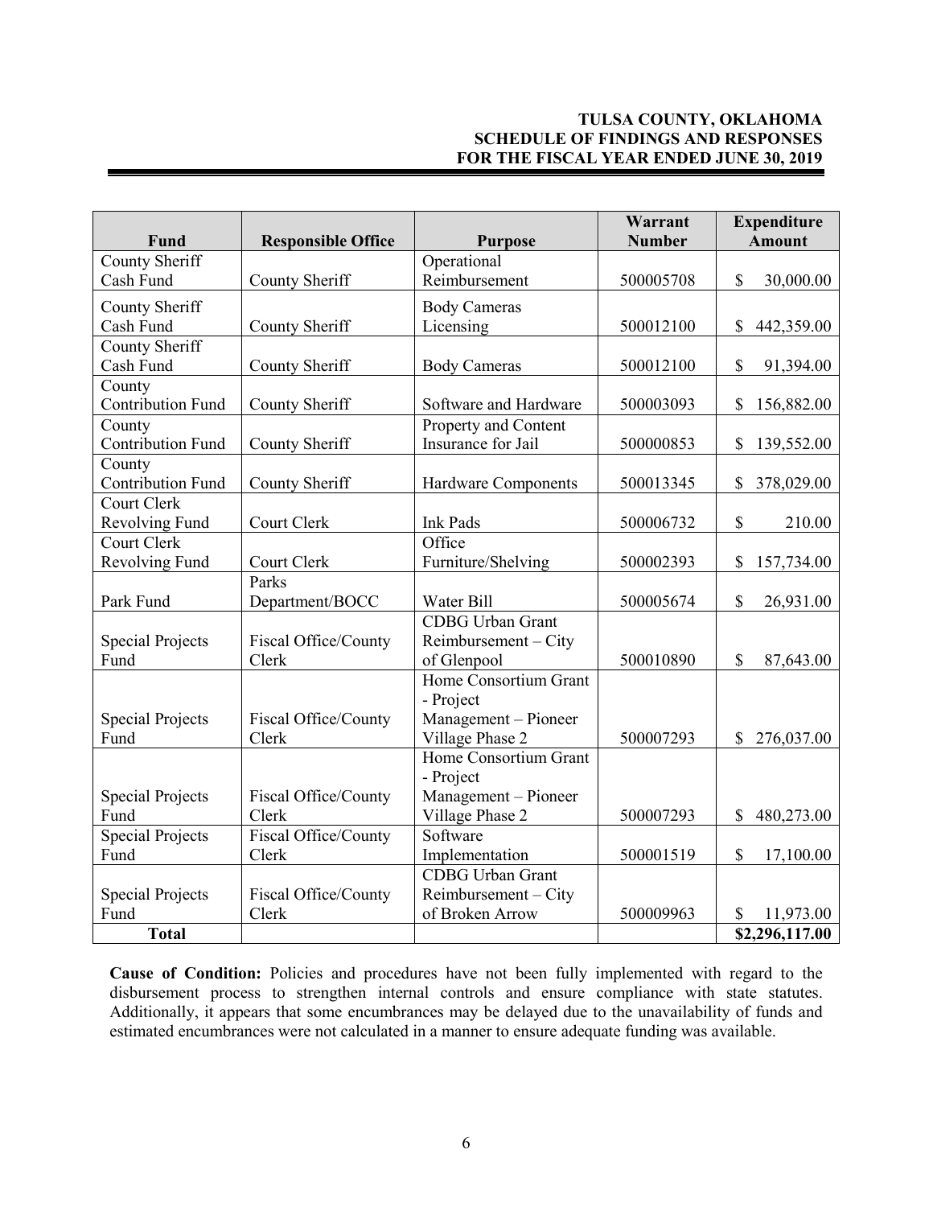| Fund | Responsible Office | Purpose | Warrant Number | Expenditure Amount |
|---|---|---|---|---|
| County Sheriff Cash Fund | County Sheriff | Operational Reimbursement | 500005708 | $ 30,000.00 |
| County Sheriff Cash Fund | County Sheriff | Body Cameras Licensing | 500012100 | $ 442,359.00 |
| County Sheriff Cash Fund | County Sheriff | Body Cameras | 500012100 | $ 91,394.00 |
| County Contribution Fund | County Sheriff | Software and Hardware | 500003093 | $ 156,882.00 |
| County Contribution Fund | County Sheriff | Property and Content Insurance for Jail | 500000853 | $ 139,552.00 |
| County Contribution Fund | County Sheriff | Hardware Components | 500013345 | $ 378,029.00 |
| Court Clerk Revolving Fund | Court Clerk | Ink Pads | 500006732 | $ 210.00 |
| Court Clerk Revolving Fund | Court Clerk | Office Furniture/Shelving | 500002393 | $ 157,734.00 |
| Park Fund | Parks Department/BOCC | Water Bill | 500005674 | $ 26,931.00 |
| Special Projects Fund | Fiscal Office/County Clerk | CDBG Urban Grant Reimbursement – City of Glenpool | 500010890 | $ 87,643.00 |
| Special Projects Fund | Fiscal Office/County Clerk | Home Consortium Grant - Project Management – Pioneer Village Phase 2 | 500007293 | $ 276,037.00 |
| Special Projects Fund | Fiscal Office/County Clerk | Home Consortium Grant - Project Management – Pioneer Village Phase 2 | 500007293 | $ 480,273.00 |
| Special Projects Fund | Fiscal Office/County Clerk | Software Implementation | 500001519 | $ 17,100.00 |
| Special Projects Fund | Fiscal Office/County Clerk | CDBG Urban Grant Reimbursement – City of Broken Arrow | 500009963 | $ 11,973.00 |
| **Total** | | | | **$2,296,117.00** |

**Cause of Condition:** Policies and procedures have not been fully implemented with regard to the disbursement process to strengthen internal controls and ensure compliance with state statutes. Additionally, it appears that some encumbrances may be delayed due to the unavailability of funds and estimated encumbrances were not calculated in a manner to ensure adequate funding was available.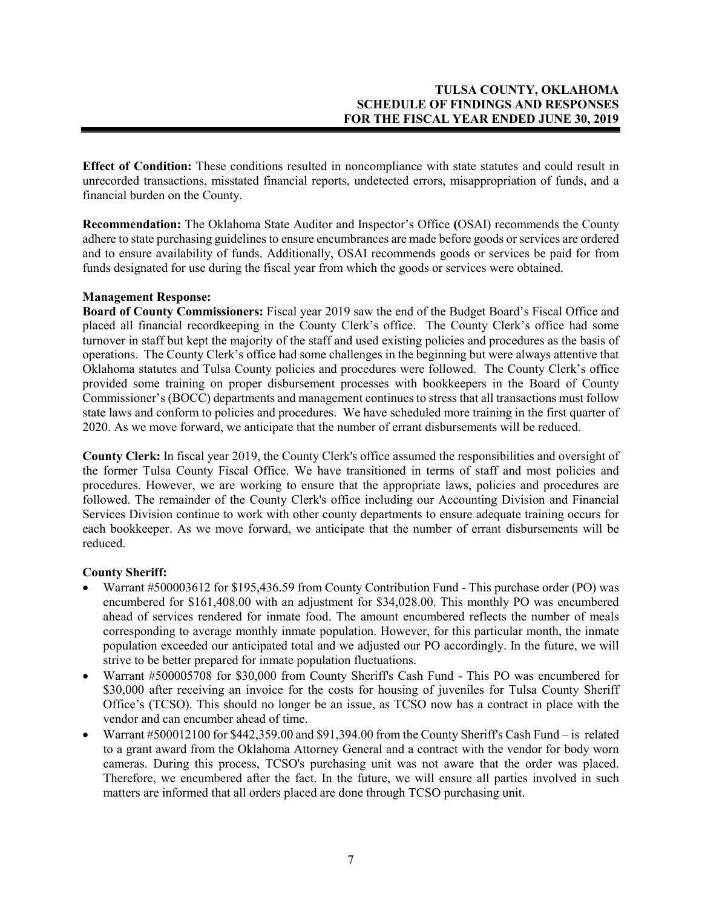**Effect of Condition:** These conditions resulted in noncompliance with state statutes and could result in unrecorded transactions, misstated financial reports, undetected errors, misappropriation of funds, and a financial burden on the County.

**Recommendation:** The Oklahoma State Auditor and Inspector's Office **(**OSAI) recommends the County adhere to state purchasing guidelines to ensure encumbrances are made before goods or services are ordered and to ensure availability of funds. Additionally, OSAI recommends goods or services be paid for from funds designated for use during the fiscal year from which the goods or services were obtained.

**Management Response:**

**Board of County Commissioners:** Fiscal year 2019 saw the end of the Budget Board's Fiscal Office and placed all financial recordkeeping in the County Clerk's office. The County Clerk's office had some turnover in staff but kept the majority of the staff and used existing policies and procedures as the basis of operations. The County Clerk's office had some challenges in the beginning but were always attentive that Oklahoma statutes and Tulsa County policies and procedures were followed. The County Clerk's office provided some training on proper disbursement processes with bookkeepers in the Board of County Commissioner's (BOCC) departments and management continues to stress that all transactions must follow state laws and conform to policies and procedures. We have scheduled more training in the first quarter of 2020. As we move forward, we anticipate that the number of errant disbursements will be reduced.

**County Clerk:** In fiscal year 2019, the County Clerk's office assumed the responsibilities and oversight of the former Tulsa County Fiscal Office. We have transitioned in terms of staff and most policies and procedures. However, we are working to ensure that the appropriate laws, policies and procedures are followed. The remainder of the County Clerk's office including our Accounting Division and Financial Services Division continue to work with other county departments to ensure adequate training occurs for each bookkeeper. As we move forward, we anticipate that the number of errant disbursements will be reduced.

**County Sheriff:**

- Warrant #500003612 for $195,436.59 from County Contribution Fund - This purchase order (PO) was encumbered for $161,408.00 with an adjustment for $34,028.00. This monthly PO was encumbered ahead of services rendered for inmate food. The amount encumbered reflects the number of meals corresponding to average monthly inmate population. However, for this particular month, the inmate population exceeded our anticipated total and we adjusted our PO accordingly. In the future, we will strive to be better prepared for inmate population fluctuations.
- Warrant #500005708 for $30,000 from County Sheriff's Cash Fund - This PO was encumbered for $30,000 after receiving an invoice for the costs for housing of juveniles for Tulsa County Sheriff Office's (TCSO). This should no longer be an issue, as TCSO now has a contract in place with the vendor and can encumber ahead of time.
- Warrant #500012100 for $442,359.00 and $91,394.00 from the County Sheriff's Cash Fund – is related to a grant award from the Oklahoma Attorney General and a contract with the vendor for body worn cameras. During this process, TCSO's purchasing unit was not aware that the order was placed. Therefore, we encumbered after the fact. In the future, we will ensure all parties involved in such matters are informed that all orders placed are done through TCSO purchasing unit.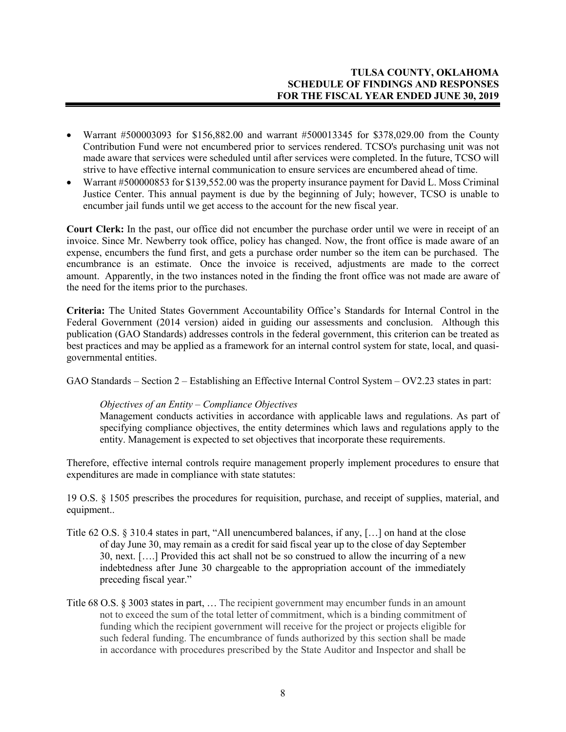- Warrant #500003093 for $156,882.00 and warrant #500013345 for $378,029.00 from the County Contribution Fund were not encumbered prior to services rendered. TCSO's purchasing unit was not made aware that services were scheduled until after services were completed. In the future, TCSO will strive to have effective internal communication to ensure services are encumbered ahead of time.
- Warrant #500000853 for $139,552.00 was the property insurance payment for David L. Moss Criminal Justice Center. This annual payment is due by the beginning of July; however, TCSO is unable to encumber jail funds until we get access to the account for the new fiscal year.

**Court Clerk:** In the past, our office did not encumber the purchase order until we were in receipt of an invoice. Since Mr. Newberry took office, policy has changed. Now, the front office is made aware of an expense, encumbers the fund first, and gets a purchase order number so the item can be purchased. The encumbrance is an estimate. Once the invoice is received, adjustments are made to the correct amount. Apparently, in the two instances noted in the finding the front office was not made are aware of the need for the items prior to the purchases.

**Criteria:** The United States Government Accountability Office's Standards for Internal Control in the Federal Government (2014 version) aided in guiding our assessments and conclusion. Although this publication (GAO Standards) addresses controls in the federal government, this criterion can be treated as best practices and may be applied as a framework for an internal control system for state, local, and quasi-governmental entities.

GAO Standards – Section 2 – Establishing an Effective Internal Control System – OV2.23 states in part:

> *Objectives of an Entity – Compliance Objectives*
> Management conducts activities in accordance with applicable laws and regulations. As part of specifying compliance objectives, the entity determines which laws and regulations apply to the entity. Management is expected to set objectives that incorporate these requirements.

Therefore, effective internal controls require management properly implement procedures to ensure that expenditures are made in compliance with state statutes:

19 O.S. § 1505 prescribes the procedures for requisition, purchase, and receipt of supplies, material, and equipment..

Title 62 O.S. § 310.4 states in part, "All unencumbered balances, if any, […] on hand at the close of day June 30, may remain as a credit for said fiscal year up to the close of day September 30, next. [….] Provided this act shall not be so construed to allow the incurring of a new indebtedness after June 30 chargeable to the appropriation account of the immediately preceding fiscal year."

Title 68 O.S. § 3003 states in part, … The recipient government may encumber funds in an amount not to exceed the sum of the total letter of commitment, which is a binding commitment of funding which the recipient government will receive for the project or projects eligible for such federal funding. The encumbrance of funds authorized by this section shall be made in accordance with procedures prescribed by the State Auditor and Inspector and shall be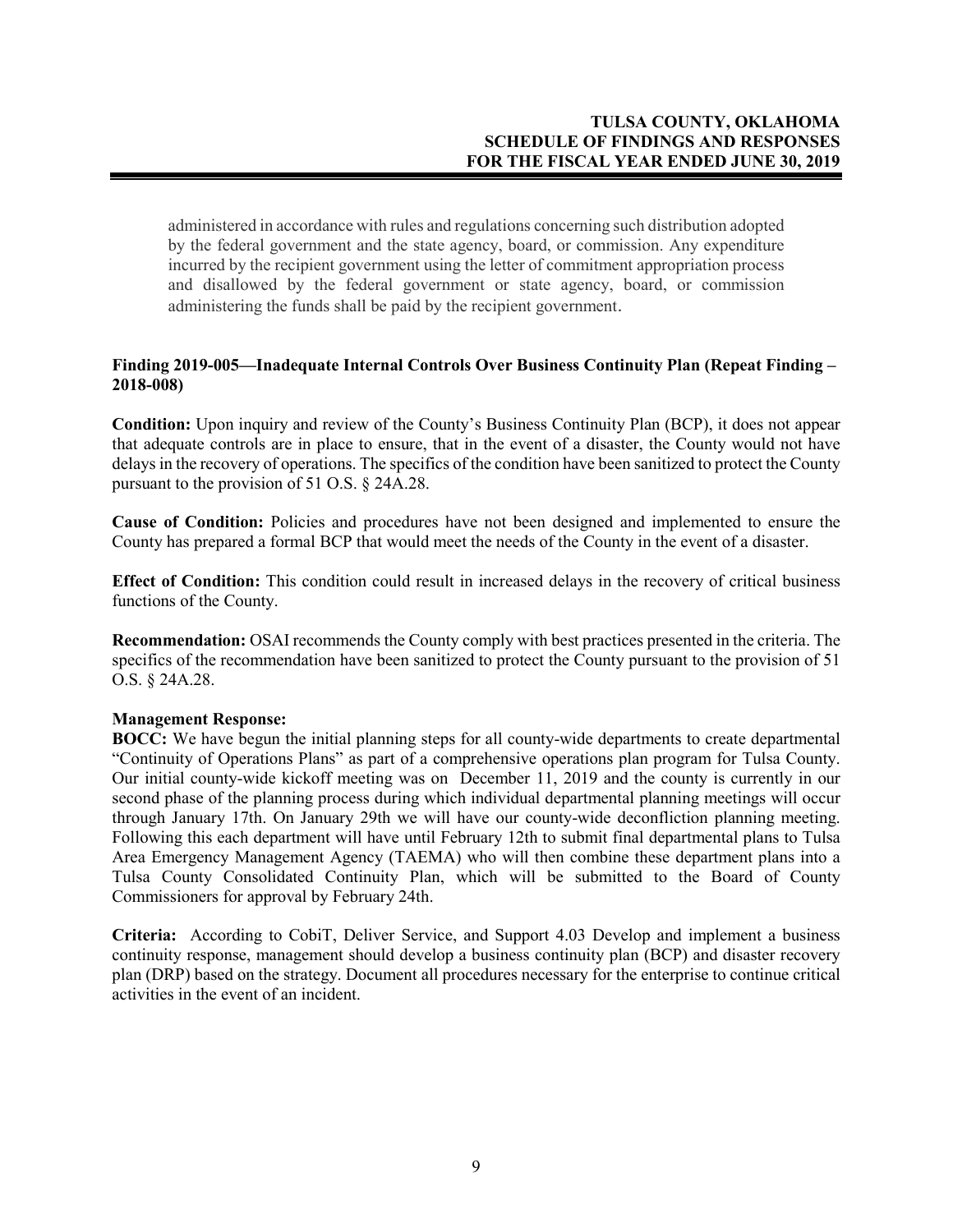administered in accordance with rules and regulations concerning such distribution adopted by the federal government and the state agency, board, or commission. Any expenditure incurred by the recipient government using the letter of commitment appropriation process and disallowed by the federal government or state agency, board, or commission administering the funds shall be paid by the recipient government.

**Finding 2019-005—Inadequate Internal Controls Over Business Continuity Plan (Repeat Finding – 2018-008)**

**Condition:** Upon inquiry and review of the County's Business Continuity Plan (BCP), it does not appear that adequate controls are in place to ensure, that in the event of a disaster, the County would not have delays in the recovery of operations. The specifics of the condition have been sanitized to protect the County pursuant to the provision of 51 O.S. § 24A.28.

**Cause of Condition:** Policies and procedures have not been designed and implemented to ensure the County has prepared a formal BCP that would meet the needs of the County in the event of a disaster.

**Effect of Condition:** This condition could result in increased delays in the recovery of critical business functions of the County.

**Recommendation:** OSAI recommends the County comply with best practices presented in the criteria. The specifics of the recommendation have been sanitized to protect the County pursuant to the provision of 51 O.S. § 24A.28.

**Management Response:**
**BOCC:** We have begun the initial planning steps for all county-wide departments to create departmental "Continuity of Operations Plans" as part of a comprehensive operations plan program for Tulsa County. Our initial county-wide kickoff meeting was on December 11, 2019 and the county is currently in our second phase of the planning process during which individual departmental planning meetings will occur through January 17th. On January 29th we will have our county-wide deconfliction planning meeting. Following this each department will have until February 12th to submit final departmental plans to Tulsa Area Emergency Management Agency (TAEMA) who will then combine these department plans into a Tulsa County Consolidated Continuity Plan, which will be submitted to the Board of County Commissioners for approval by February 24th.

**Criteria:** According to CobiT, Deliver Service, and Support 4.03 Develop and implement a business continuity response, management should develop a business continuity plan (BCP) and disaster recovery plan (DRP) based on the strategy. Document all procedures necessary for the enterprise to continue critical activities in the event of an incident.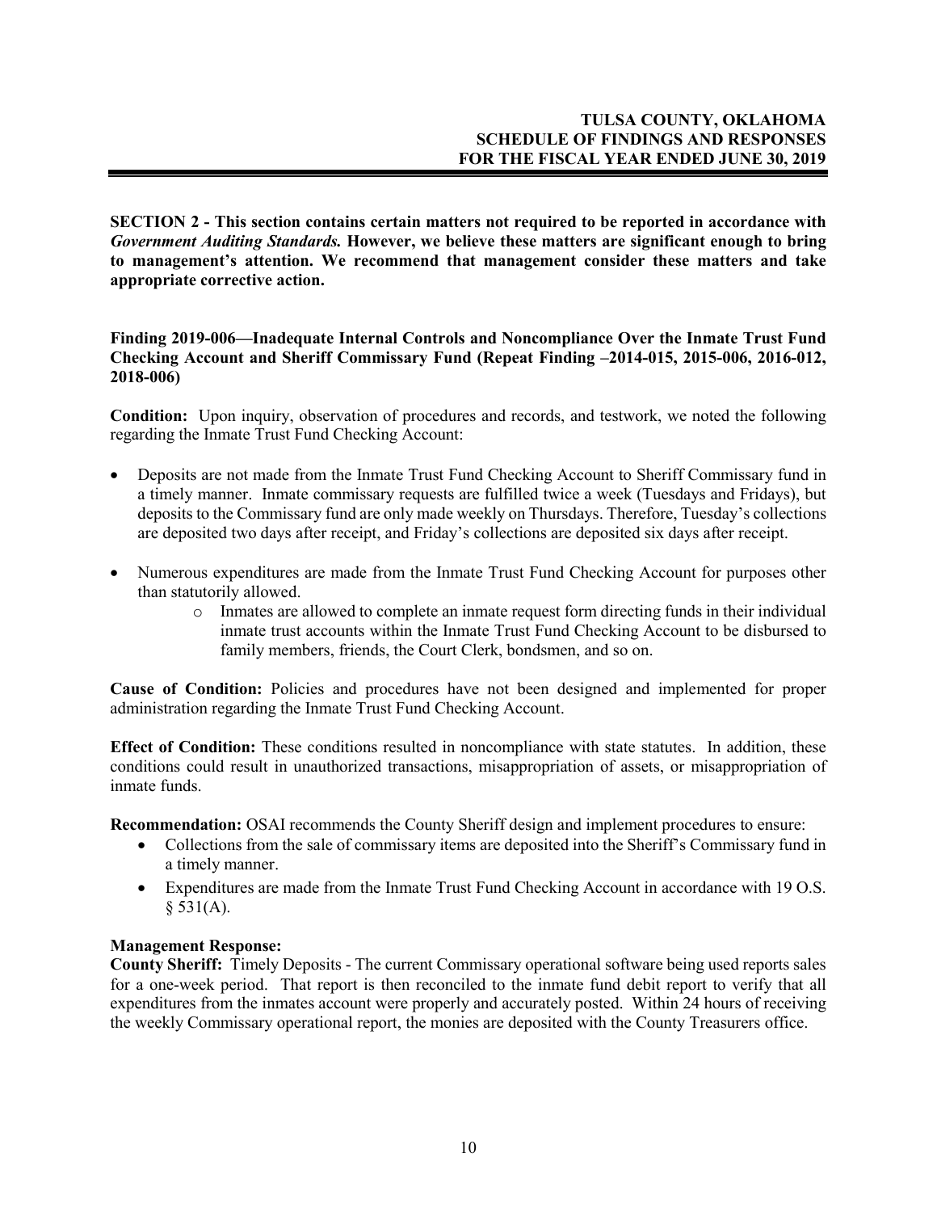**SECTION 2 - This section contains certain matters not required to be reported in accordance with *Government Auditing Standards.* However, we believe these matters are significant enough to bring to management's attention. We recommend that management consider these matters and take appropriate corrective action.**

**Finding 2019-006—Inadequate Internal Controls and Noncompliance Over the Inmate Trust Fund Checking Account and Sheriff Commissary Fund (Repeat Finding –2014-015, 2015-006, 2016-012, 2018-006)**

**Condition:** Upon inquiry, observation of procedures and records, and testwork, we noted the following regarding the Inmate Trust Fund Checking Account:

- Deposits are not made from the Inmate Trust Fund Checking Account to Sheriff Commissary fund in a timely manner. Inmate commissary requests are fulfilled twice a week (Tuesdays and Fridays), but deposits to the Commissary fund are only made weekly on Thursdays. Therefore, Tuesday's collections are deposited two days after receipt, and Friday's collections are deposited six days after receipt.
- Numerous expenditures are made from the Inmate Trust Fund Checking Account for purposes other than statutorily allowed.
    - Inmates are allowed to complete an inmate request form directing funds in their individual inmate trust accounts within the Inmate Trust Fund Checking Account to be disbursed to family members, friends, the Court Clerk, bondsmen, and so on.

**Cause of Condition:** Policies and procedures have not been designed and implemented for proper administration regarding the Inmate Trust Fund Checking Account.

**Effect of Condition:** These conditions resulted in noncompliance with state statutes. In addition, these conditions could result in unauthorized transactions, misappropriation of assets, or misappropriation of inmate funds.

**Recommendation:** OSAI recommends the County Sheriff design and implement procedures to ensure:

- Collections from the sale of commissary items are deposited into the Sheriff's Commissary fund in a timely manner.
- Expenditures are made from the Inmate Trust Fund Checking Account in accordance with 19 O.S. § 531(A).

**Management Response:**

**County Sheriff:** Timely Deposits - The current Commissary operational software being used reports sales for a one-week period. That report is then reconciled to the inmate fund debit report to verify that all expenditures from the inmates account were properly and accurately posted. Within 24 hours of receiving the weekly Commissary operational report, the monies are deposited with the County Treasurers office.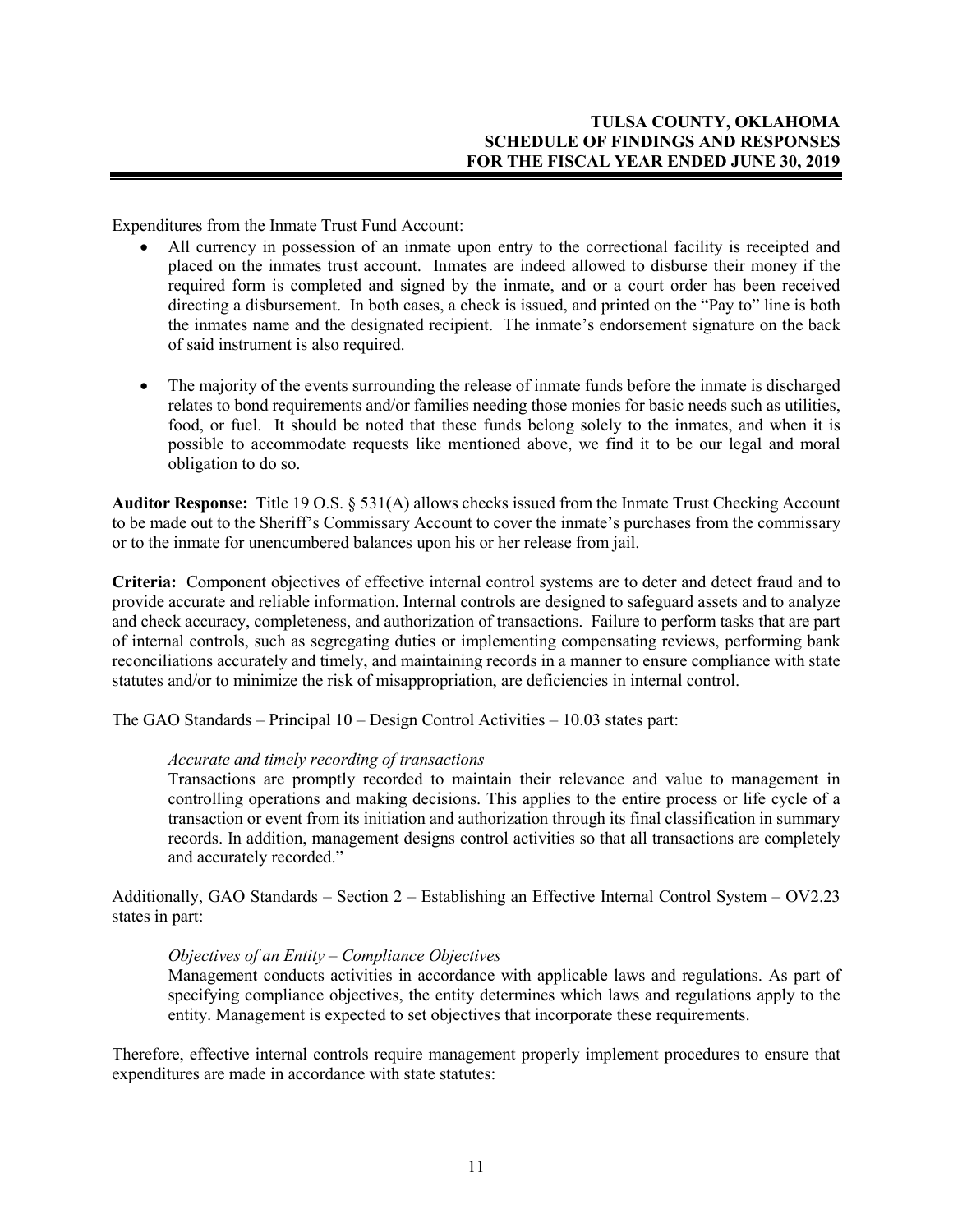Expenditures from the Inmate Trust Fund Account:

- All currency in possession of an inmate upon entry to the correctional facility is receipted and placed on the inmates trust account. Inmates are indeed allowed to disburse their money if the required form is completed and signed by the inmate, and or a court order has been received directing a disbursement. In both cases, a check is issued, and printed on the "Pay to" line is both the inmates name and the designated recipient. The inmate's endorsement signature on the back of said instrument is also required.

- The majority of the events surrounding the release of inmate funds before the inmate is discharged relates to bond requirements and/or families needing those monies for basic needs such as utilities, food, or fuel. It should be noted that these funds belong solely to the inmates, and when it is possible to accommodate requests like mentioned above, we find it to be our legal and moral obligation to do so.

**Auditor Response:** Title 19 O.S. § 531(A) allows checks issued from the Inmate Trust Checking Account to be made out to the Sheriff's Commissary Account to cover the inmate's purchases from the commissary or to the inmate for unencumbered balances upon his or her release from jail.

**Criteria:** Component objectives of effective internal control systems are to deter and detect fraud and to provide accurate and reliable information. Internal controls are designed to safeguard assets and to analyze and check accuracy, completeness, and authorization of transactions. Failure to perform tasks that are part of internal controls, such as segregating duties or implementing compensating reviews, performing bank reconciliations accurately and timely, and maintaining records in a manner to ensure compliance with state statutes and/or to minimize the risk of misappropriation, are deficiencies in internal control.

The GAO Standards – Principal 10 – Design Control Activities – 10.03 states part:

> *Accurate and timely recording of transactions*
> Transactions are promptly recorded to maintain their relevance and value to management in controlling operations and making decisions. This applies to the entire process or life cycle of a transaction or event from its initiation and authorization through its final classification in summary records. In addition, management designs control activities so that all transactions are completely and accurately recorded."

Additionally, GAO Standards – Section 2 – Establishing an Effective Internal Control System – OV2.23 states in part:

> *Objectives of an Entity – Compliance Objectives*
> Management conducts activities in accordance with applicable laws and regulations. As part of specifying compliance objectives, the entity determines which laws and regulations apply to the entity. Management is expected to set objectives that incorporate these requirements.

Therefore, effective internal controls require management properly implement procedures to ensure that expenditures are made in accordance with state statutes: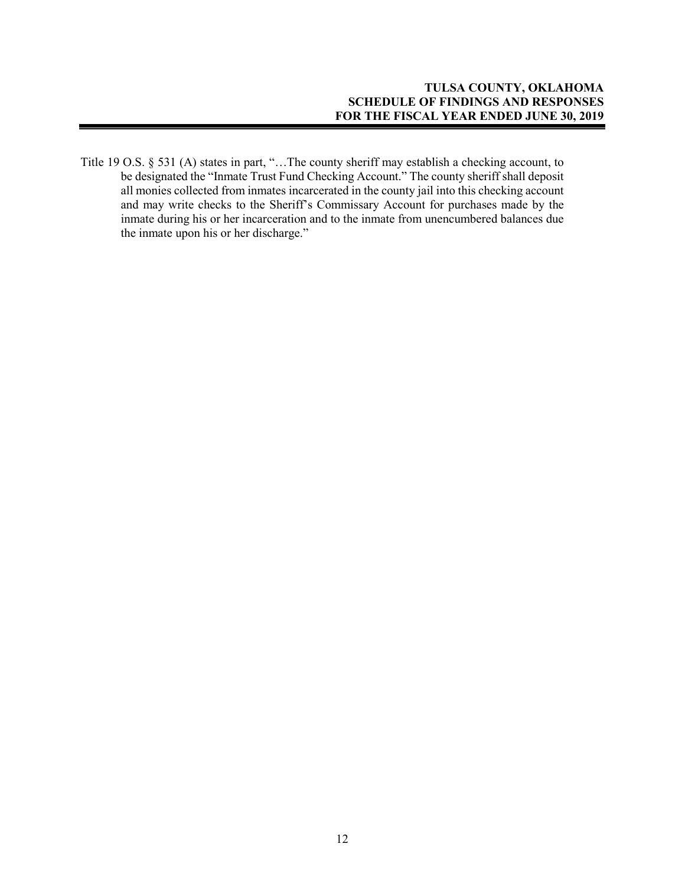Title 19 O.S. § 531 (A) states in part, "…The county sheriff may establish a checking account, to be designated the "Inmate Trust Fund Checking Account." The county sheriff shall deposit all monies collected from inmates incarcerated in the county jail into this checking account and may write checks to the Sheriff's Commissary Account for purchases made by the inmate during his or her incarceration and to the inmate from unencumbered balances due the inmate upon his or her discharge."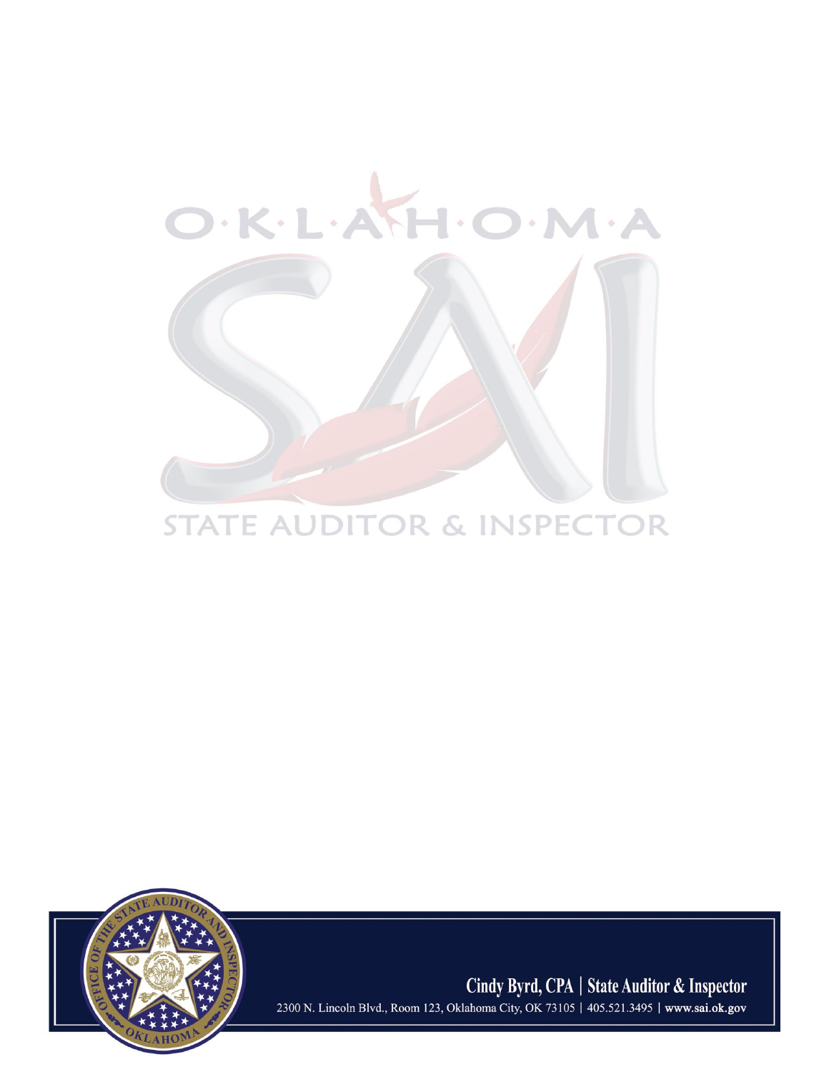OKLAHOMA

SAI

STATE AUDITOR & INSPECTOR

**Cindy Byrd, CPA | State Auditor & Inspector**

2300 N. Lincoln Blvd., Room 123, Oklahoma City, OK 73105 | 405.521.3495 | **www.sai.ok.gov**